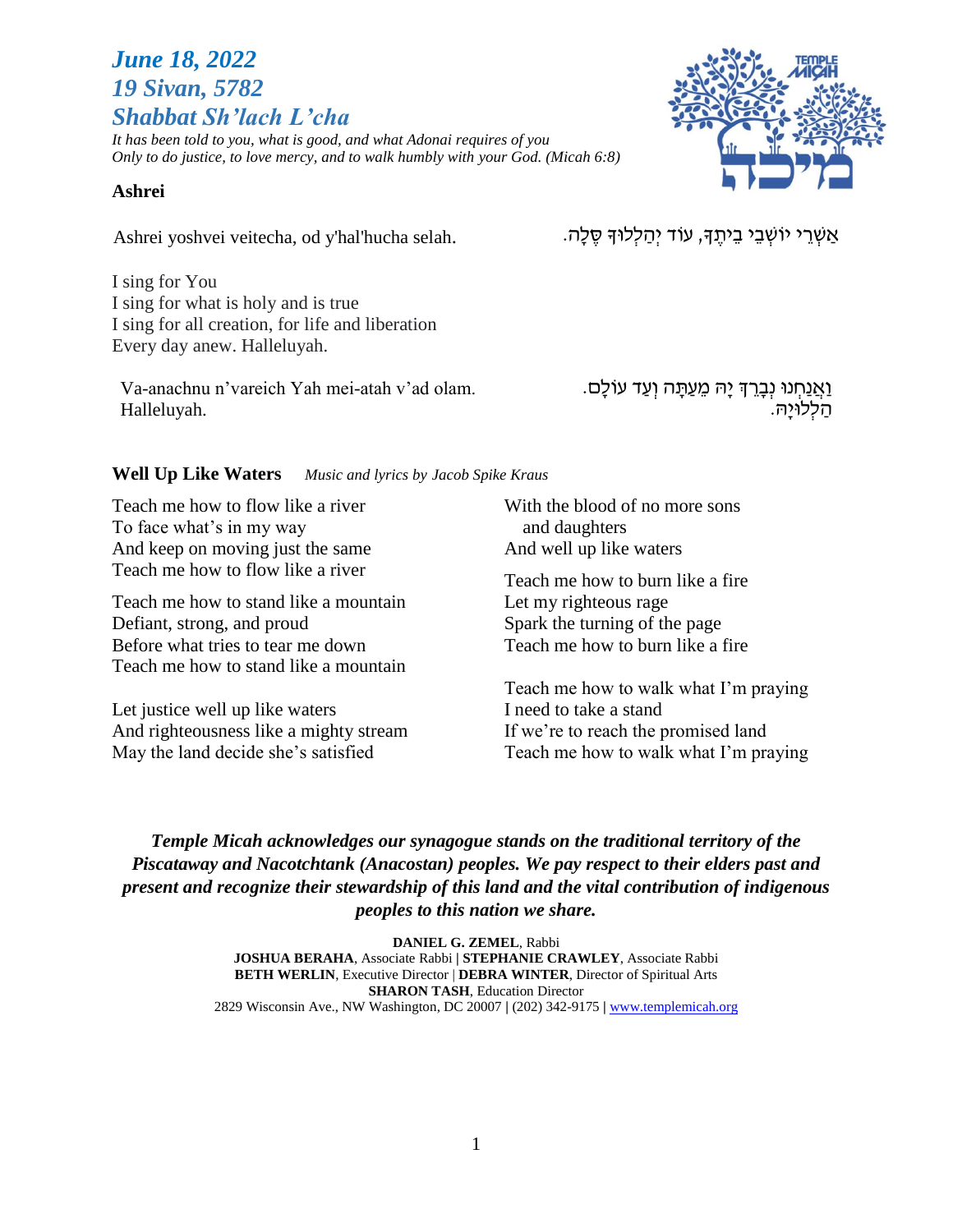# *June 18, 2022*
# *19 Sivan, 5782*
# *Shabbat Sh'lach L'cha*

*It has been told to you, what is good, and what Adonai requires of you*
*Only to do justice, to love mercy, and to walk humbly with your God. (Micah 6:8)*

TEMPLE MICAH

מִיכָה

## Ashrei

Ashrei yoshvei veitecha, od y'hal'hucha selah.

אַשְׁרֵי יוֹשְׁבֵי בֵיתֶךָ, עוֹד יְהַלְלוּךָ סֶּלָה.

I sing for You
I sing for what is holy and is true
I sing for all creation, for life and liberation
Every day anew. Halleluyah.

Va-anachnu n'vareich Yah mei-atah v'ad olam.
Halleluyah.

וַאֲנַחְנוּ נְבָרֵךְ יָהּ מֵעַתָּה וְעַד עוֹלָם.
הַלְלוּיָהּ.

## Well Up Like Waters *Music and lyrics by Jacob Spike Kraus*

Teach me how to flow like a river
To face what's in my way
And keep on moving just the same
Teach me how to flow like a river

Teach me how to stand like a mountain
Defiant, strong, and proud
Before what tries to tear me down
Teach me how to stand like a mountain

Let justice well up like waters
And righteousness like a mighty stream
May the land decide she's satisfied
With the blood of no more sons
and daughters
And well up like waters

Teach me how to burn like a fire
Let my righteous rage
Spark the turning of the page
Teach me how to burn like a fire

Teach me how to walk what I'm praying
I need to take a stand
If we're to reach the promised land
Teach me how to walk what I'm praying

***Temple Micah acknowledges our synagogue stands on the traditional territory of the Piscataway and Nacotchtank (Anacostan) peoples. We pay respect to their elders past and present and recognize their stewardship of this land and the vital contribution of indigenous peoples to this nation we share.***

**DANIEL G. ZEMEL**, Rabbi
**JOSHUA BERAHA**, Associate Rabbi | **STEPHANIE CRAWLEY**, Associate Rabbi
**BETH WERLIN**, Executive Director | **DEBRA WINTER**, Director of Spiritual Arts
**SHARON TASH**, Education Director
2829 Wisconsin Ave., NW Washington, DC 20007 | (202) 342-9175 | www.templemicah.org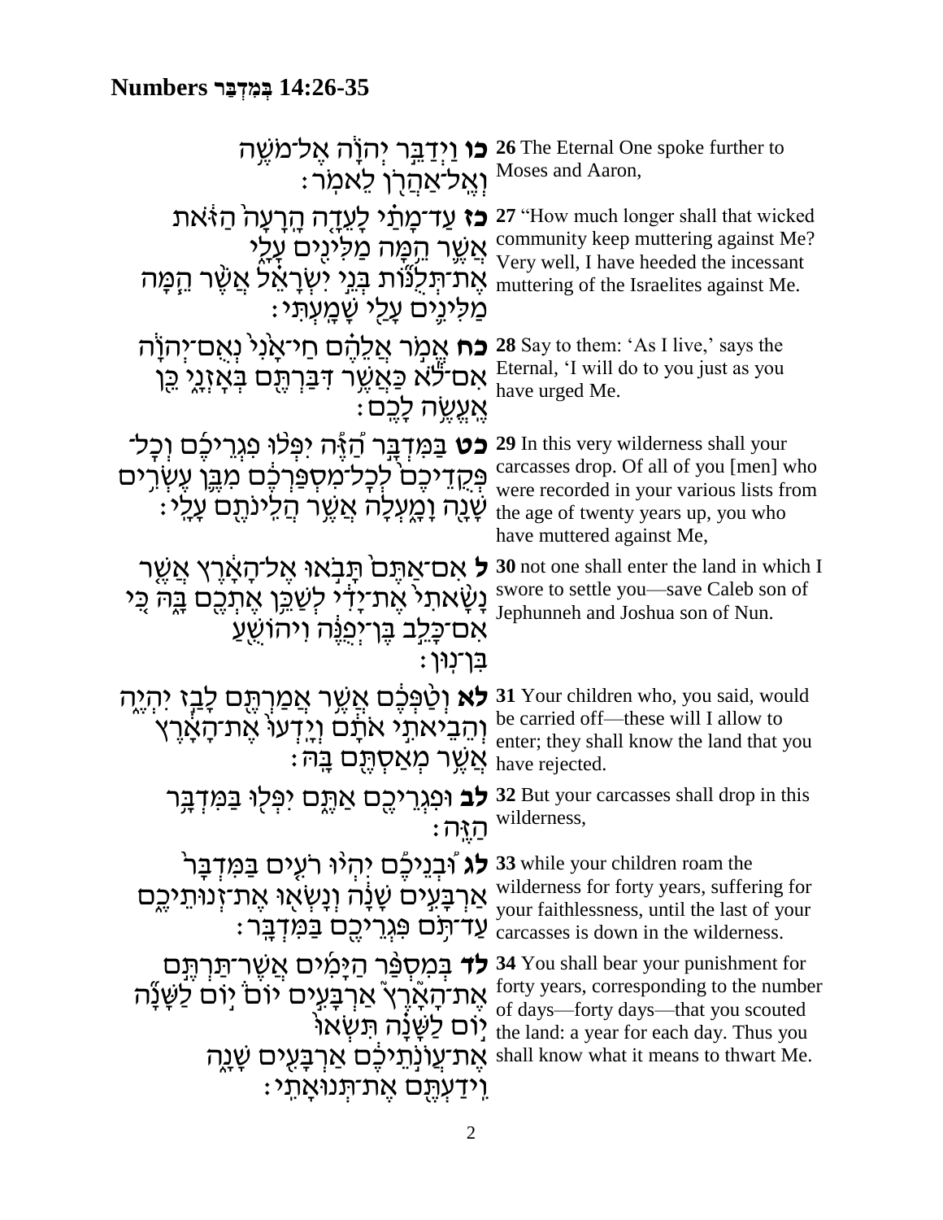## Numbers בְּמִדְבַּר 14:26-35

| | |
|---|---|
| **כו** וַיְדַבֵּ֣ר יְהוָ֔ה אֶל־מֹשֶׁ֥ה וְאֶֽל־אַהֲרֹ֖ן לֵאמֹֽר׃ | **26** The Eternal One spoke further to Moses and Aaron, |
| **כז** עַד־מָתַ֗י לָעֵדָ֤ה הָֽרָעָה֙ הַזֹּ֔את אֲשֶׁ֛ר הֵ֥מָּה מַלִּינִ֖ים עָלָ֑י אֶת־תְּלֻנּ֞וֹת בְּנֵ֣י יִשְׂרָאֵ֗ל אֲשֶׁ֨ר הֵ֜מָּה מַלִּינִ֛ים עָלַ֖י שָׁמָֽעְתִּי׃ | **27** "How much longer shall that wicked community keep muttering against Me? Very well, I have heeded the incessant muttering of the Israelites against Me. |
| **כח** אֱמֹ֣ר אֲלֵהֶ֗ם חַי־אָ֙נִי֙ נְאֻם־יְהוָ֔ה אִם־לֹ֕א כַּאֲשֶׁ֥ר דִּבַּרְתֶּ֖ם בְּאָזְנָ֑י כֵּ֖ן אֶֽעֱשֶׂ֥ה לָכֶֽם׃ | **28** Say to them: 'As I live,' says the Eternal, 'I will do to you just as you have urged Me. |
| **כט** בַּמִּדְבָּ֣ר הַ֠זֶּה יִפְּל֨וּ פִגְרֵיכֶ֜ם וְכָל־פְּקֻדֵיכֶם֙ לְכָל־מִסְפַּרְכֶ֔ם מִבֶּ֛ן עֶשְׂרִ֥ים שָׁנָ֖ה וָמָ֑עְלָה אֲשֶׁ֥ר הֲלִינֹתֶ֖ם עָלָֽי׃ | **29** In this very wilderness shall your carcasses drop. Of all of you [men] who were recorded in your various lists from the age of twenty years up, you who have muttered against Me, |
| **ל** אִם־אַתֶּם֙ תָּבֹ֣אוּ אֶל־הָאָ֔רֶץ אֲשֶׁ֤ר נָשָׂ֙אתִי֙ אֶת־יָדִ֔י לְשַׁכֵּ֥ן אֶתְכֶ֖ם בָּ֑הּ כִּ֚י אִם־כָּלֵ֣ב בֶּן־יְפֻנֶּ֔ה וִיהוֹשֻׁ֖עַ בִּן־נֽוּן׃ | **30** not one shall enter the land in which I swore to settle you—save Caleb son of Jephunneh and Joshua son of Nun. |
| **לא** וְטַ֨פְּכֶ֔ם אֲשֶׁ֥ר אֲמַרְתֶּ֖ם לָבַ֣ז יִהְיֶ֑ה וְהֵבֵיאתִ֣י אֹתָ֔ם וְיָֽדְעוּ֙ אֶת־הָאָ֔רֶץ אֲשֶׁ֥ר מְאַסְתֶּ֖ם בָּֽהּ׃ | **31** Your children who, you said, would be carried off—these will I allow to enter; they shall know the land that you have rejected. |
| **לב** וּפִגְרֵיכֶ֖ם אַתֶּ֑ם יִפְּל֖וּ בַּמִּדְבָּ֥ר הַזֶּֽה׃ | **32** But your carcasses shall drop in this wilderness, |
| **לג** וּ֠בְנֵיכֶ֠ם יִהְי֨וּ רֹעִ֤ים בַּמִּדְבָּר֙ אַרְבָּעִ֣ים שָׁנָ֔ה וְנָשְׂא֖וּ אֶת־זְנוּתֵיכֶ֑ם עַד־תֹּ֥ם פִּגְרֵיכֶ֖ם בַּמִּדְבָּֽר׃ | **33** while your children roam the wilderness for forty years, suffering for your faithlessness, until the last of your carcasses is down in the wilderness. |
| **לד** בְּמִסְפַּ֨ר הַיָּמִ֜ים אֲשֶׁר־תַּרְתֶּ֣ם אֶת־הָאָ֗רֶץ אַרְבָּעִ֣ים יוֹם֒ י֣וֹם לַשָּׁנָ֞ה י֣וֹם לַשָּׁנָ֗ה תִּשְׂאוּ֙ אֶת־עֲוֺנֹ֣תֵיכֶ֔ם אַרְבָּעִ֖ים שָׁנָ֑ה וִידַעְתֶּ֖ם אֶת־תְּנוּאָתִֽי׃ | **34** You shall bear your punishment for forty years, corresponding to the number of days—forty days—that you scouted the land: a year for each day. Thus you shall know what it means to thwart Me. |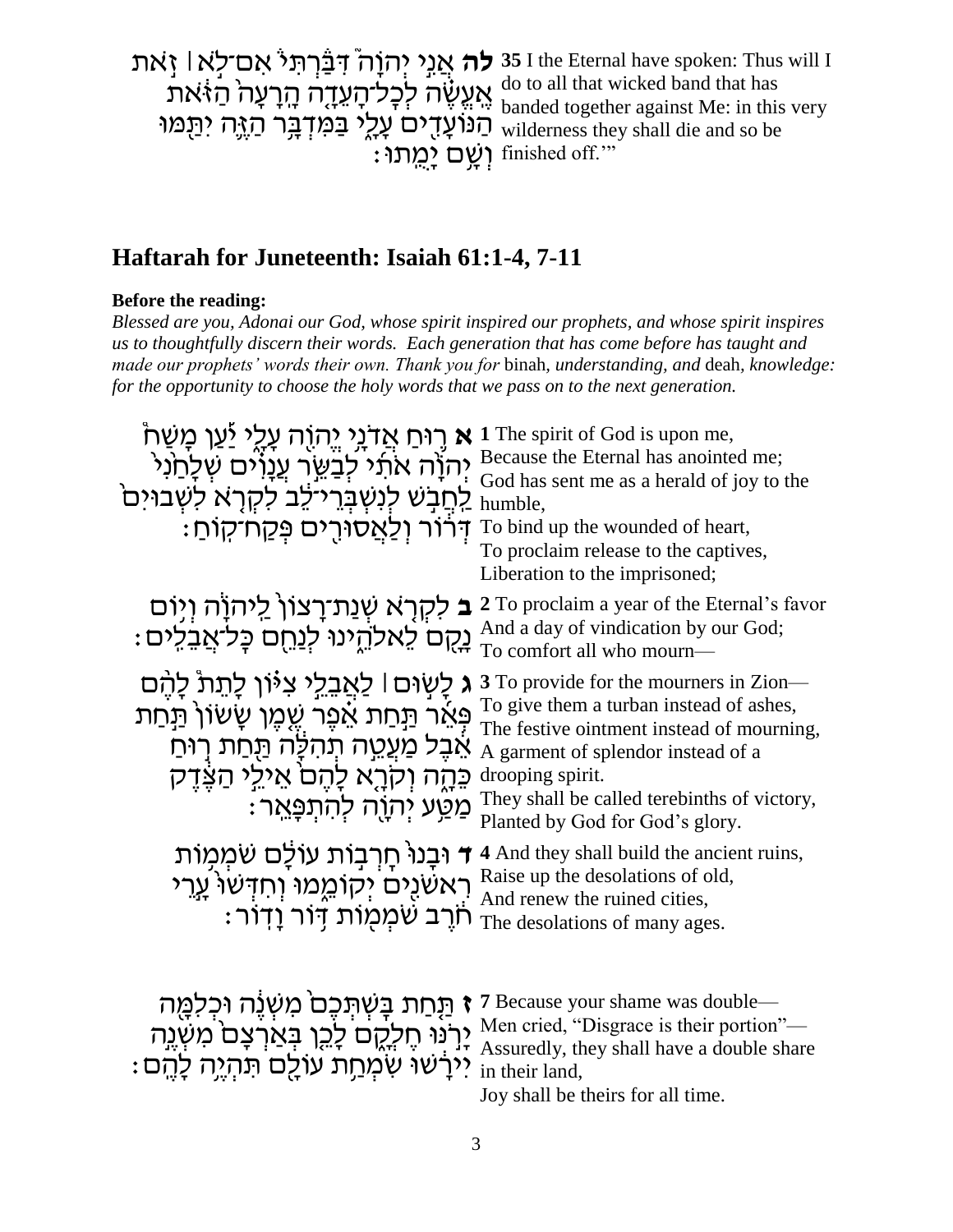**לה** אֲנִי יְהוָה֮ דִּבַּרְתִּי֒ אִם־לֹ֣א ׀ זֹ֣את אֶעֱשֶׂ֗ה לְכָל־הָעֵדָ֤ה הָֽרָעָה֙ הַזֹּ֔את הַנּוֹעָדִ֖ים עָלָ֑י בַּמִּדְבָּ֥ר הַזֶּ֛ה יִתַּ֖מּוּ וְשָׁ֥ם יָמֻֽתוּ׃

**35** I the Eternal have spoken: Thus will I do to all that wicked band that has banded together against Me: in this very wilderness they shall die and so be finished off.'"

## Haftarah for Juneteenth: Isaiah 61:1-4, 7-11

**Before the reading:**

*Blessed are you, Adonai our God, whose spirit inspired our prophets, and whose spirit inspires us to thoughtfully discern their words. Each generation that has come before has taught and made our prophets' words their own. Thank you for* binah*, understanding, and* deah*, knowledge: for the opportunity to choose the holy words that we pass on to the next generation.*

**א** ר֛וּחַ אֲדֹנָ֥י יֱהוִ֖ה עָלָ֑י יַ֡עַן מָשַׁח֩ יְהוָ֨ה אֹתִ֜י לְבַשֵּׂ֣ר עֲנָוִ֗ים שְׁלָחַ֙נִי֙ לַחֲבֹ֣שׁ לְנִשְׁבְּרֵי־לֵ֔ב לִקְרֹ֤א לִשְׁבוּיִם֙ דְּר֔וֹר וְלַאֲסוּרִ֖ים פְּקַח־קֽוֹחַ׃

**1** The spirit of God is upon me,
Because the Eternal has anointed me;
God has sent me as a herald of joy to the humble,
To bind up the wounded of heart,
To proclaim release to the captives,
Liberation to the imprisoned;

**ב** לִקְרֹ֤א שְׁנַת־רָצוֹן֙ לַֽיהוָ֔ה וְי֥וֹם נָקָ֖ם לֵאלֹהֵ֑ינוּ לְנַחֵ֖ם כָּל־אֲבֵלִֽים׃

**2** To proclaim a year of the Eternal's favor
And a day of vindication by our God;
To comfort all who mourn—

**ג** לָשׂ֣וּם ׀ לַאֲבֵלֵ֣י צִיּ֗וֹן לָתֵת֩ לָהֶ֨ם פְּאֵ֜ר תַּ֣חַת אֵ֗פֶר שֶׁ֤מֶן שָׂשׂוֹן֙ תַּ֣חַת אֵ֔בֶל מַעֲטֵ֣ה תְהִלָּ֔ה תַּ֖חַת ר֣וּחַ כֵּהָ֑ה וְקֹרָ֤א לָהֶם֙ אֵילֵ֣י הַצֶּ֔דֶק מַטַּ֥ע יְהוָ֖ה לְהִתְפָּאֵֽר׃

**3** To provide for the mourners in Zion—
To give them a turban instead of ashes,
The festive ointment instead of mourning,
A garment of splendor instead of a drooping spirit.
They shall be called terebinths of victory,
Planted by God for God's glory.

**ד** וּבָנוּ֙ חָרְב֣וֹת עוֹלָ֔ם שֹׁמְמ֥וֹת רִאשֹׁנִ֖ים יְקוֹמֵ֑מוּ וְחִדְּשׁוּ֙ עָ֣רֵי חֹ֔רֶב שֹׁמְמ֖וֹת דּ֥וֹר וָדֽוֹר׃

**4** And they shall build the ancient ruins,
Raise up the desolations of old,
And renew the ruined cities,
The desolations of many ages.

**ז** תַּ֤חַת בָּשְׁתְּכֶם֙ מִשְׁנֶ֔ה וּכְלִמָּ֖ה יָרֹ֣נּוּ חֶלְקָ֑ם לָכֵ֤ן בְּאַרְצָם֙ מִשְׁנֶ֣ה יִירָ֔שׁוּ שִׂמְחַ֥ת עוֹלָ֖ם תִּהְיֶ֥ה לָהֶֽם׃

**7** Because your shame was double—
Men cried, "Disgrace is their portion"—
Assuredly, they shall have a double share in their land,
Joy shall be theirs for all time.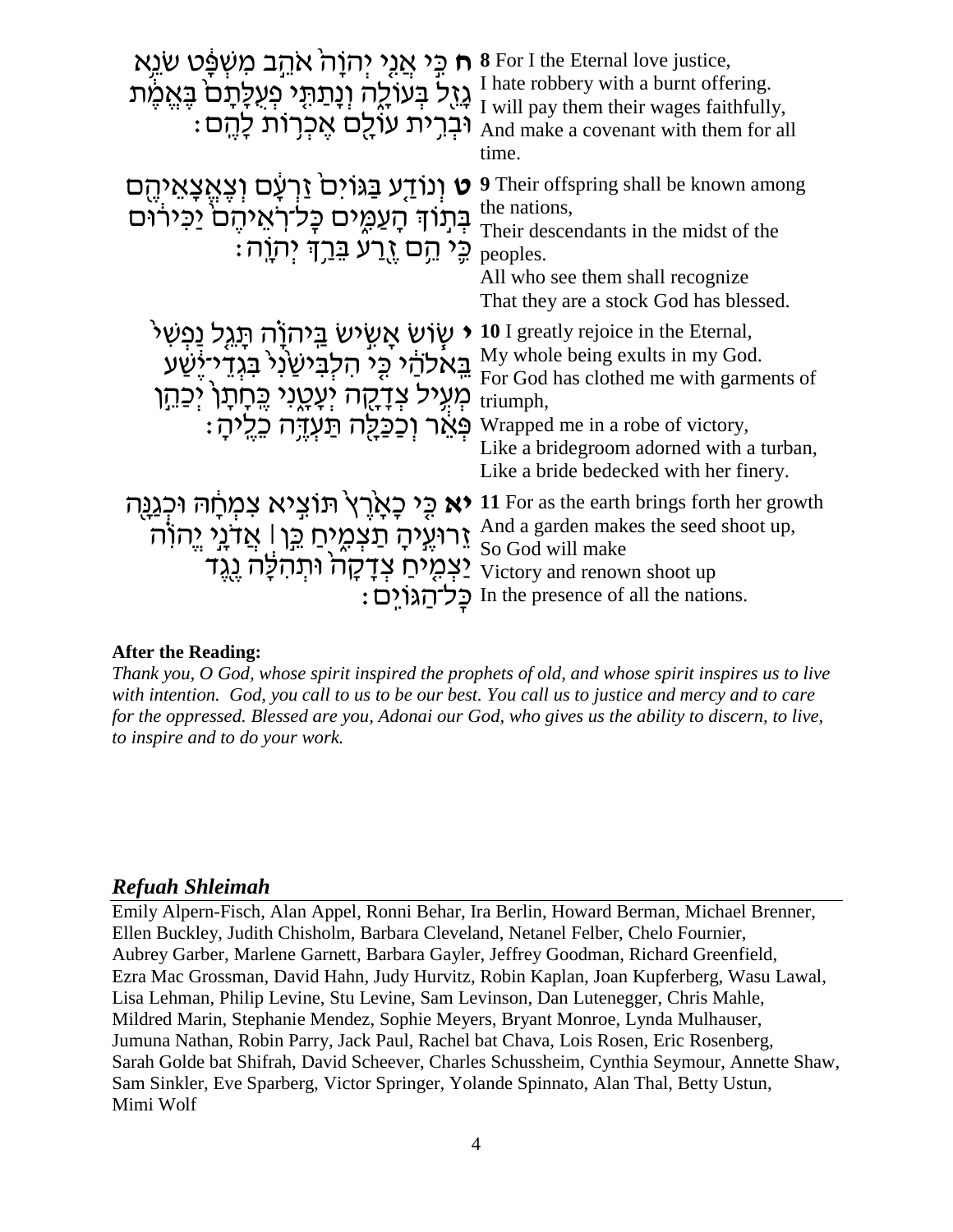| | |
|---|---|
| **ח** כִּי אֲנִי יְהוָה אֹהֵב מִשְׁפָּט שֹׂנֵא גָזֵל בְּעוֹלָה וְנָתַתִּי פְעֻלָּתָם בֶּאֱמֶת וּבְרִית עוֹלָם אֶכְרוֹת לָהֶם׃ | **8** For I the Eternal love justice, I hate robbery with a burnt offering. I will pay them their wages faithfully, And make a covenant with them for all time. |
| **ט** וְנוֹדַע בַּגּוֹיִם זַרְעָם וְצֶאֱצָאֵיהֶם בְּתוֹךְ הָעַמִּים כָּל־רֹאֵיהֶם יַכִּירוּם כִּי הֵם זֶרַע בֵּרַךְ יְהוָה׃ | **9** Their offspring shall be known among the nations, Their descendants in the midst of the peoples. All who see them shall recognize That they are a stock God has blessed. |
| **י** שׂוֹשׂ אָשִׂישׂ בַּיהוָה תָּגֵל נַפְשִׁי בֵּאלֹהַי כִּי הִלְבִּישַׁנִי בִּגְדֵי־יֶשַׁע מְעִיל צְדָקָה יְעָטָנִי כֶּחָתָן יְכַהֵן פְּאֵר וְכַכַּלָּה תַּעְדֶּה כֵלֶיהָ׃ | **10** I greatly rejoice in the Eternal, My whole being exults in my God. For God has clothed me with garments of triumph, Wrapped me in a robe of victory, Like a bridegroom adorned with a turban, Like a bride bedecked with her finery. |
| **יא** כִּי כָאָרֶץ תּוֹצִיא צִמְחָהּ וּכְגַנָּה זֵרוּעֶיהָ תַצְמִיחַ כֵּן ׀ אֲדֹנָי יֱהוִה יַצְמִיחַ צְדָקָה וּתְהִלָּה נֶגֶד כָּל־הַגּוֹיִם׃ | **11** For as the earth brings forth her growth And a garden makes the seed shoot up, So God will make Victory and renown shoot up In the presence of all the nations. |

**After the Reading:**

*Thank you, O God, whose spirit inspired the prophets of old, and whose spirit inspires us to live with intention. God, you call to us to be our best. You call us to justice and mercy and to care for the oppressed. Blessed are you, Adonai our God, who gives us the ability to discern, to live, to inspire and to do your work.*

## *Refuah Shleimah*

Emily Alpern-Fisch, Alan Appel, Ronni Behar, Ira Berlin, Howard Berman, Michael Brenner, Ellen Buckley, Judith Chisholm, Barbara Cleveland, Netanel Felber, Chelo Fournier, Aubrey Garber, Marlene Garnett, Barbara Gayler, Jeffrey Goodman, Richard Greenfield, Ezra Mac Grossman, David Hahn, Judy Hurvitz, Robin Kaplan, Joan Kupferberg, Wasu Lawal, Lisa Lehman, Philip Levine, Stu Levine, Sam Levinson, Dan Lutenegger, Chris Mahle, Mildred Marin, Stephanie Mendez, Sophie Meyers, Bryant Monroe, Lynda Mulhauser, Jumuna Nathan, Robin Parry, Jack Paul, Rachel bat Chava, Lois Rosen, Eric Rosenberg, Sarah Golde bat Shifrah, David Scheever, Charles Schussheim, Cynthia Seymour, Annette Shaw, Sam Sinkler, Eve Sparberg, Victor Springer, Yolande Spinnato, Alan Thal, Betty Ustun, Mimi Wolf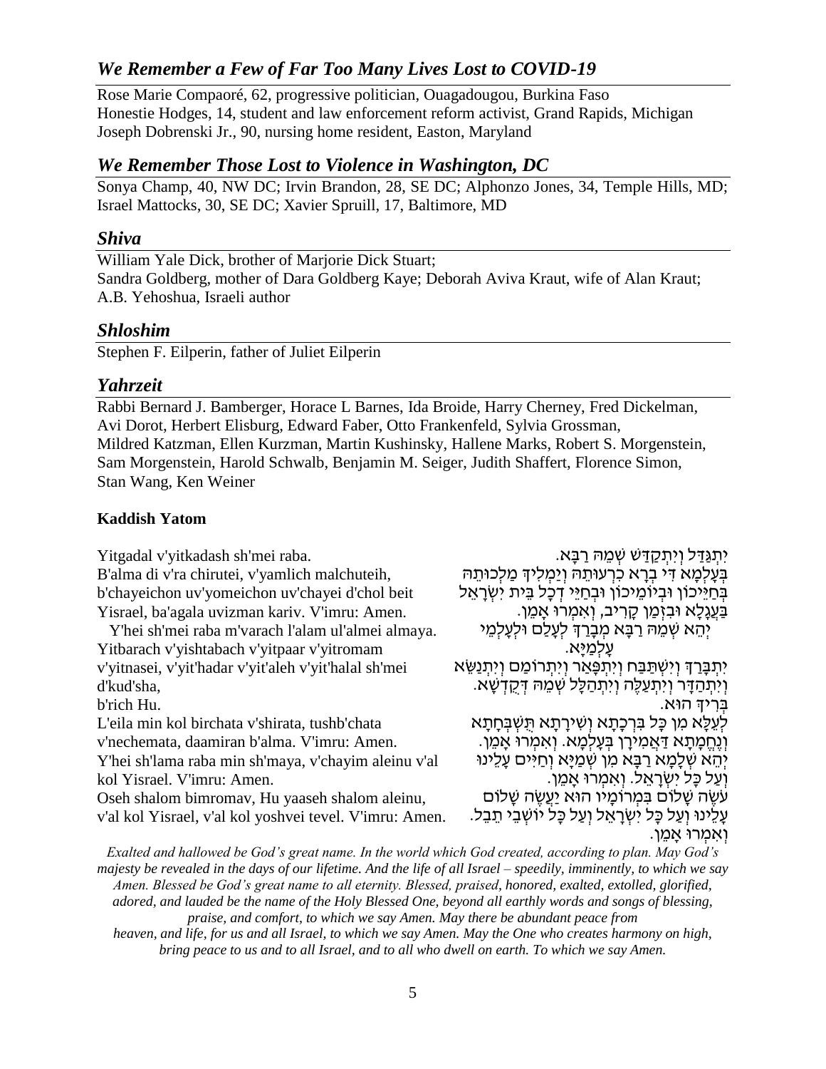## *We Remember a Few of Far Too Many Lives Lost to COVID-19*

Rose Marie Compaoré, 62, progressive politician, Ouagadougou, Burkina Faso
Honestie Hodges, 14, student and law enforcement reform activist, Grand Rapids, Michigan
Joseph Dobrenski Jr., 90, nursing home resident, Easton, Maryland

## *We Remember Those Lost to Violence in Washington, DC*

Sonya Champ, 40, NW DC; Irvin Brandon, 28, SE DC; Alphonzo Jones, 34, Temple Hills, MD; Israel Mattocks, 30, SE DC; Xavier Spruill, 17, Baltimore, MD

## *Shiva*

William Yale Dick, brother of Marjorie Dick Stuart;
Sandra Goldberg, mother of Dara Goldberg Kaye; Deborah Aviva Kraut, wife of Alan Kraut;
A.B. Yehoshua, Israeli author

## *Shloshim*

Stephen F. Eilperin, father of Juliet Eilperin

## *Yahrzeit*

Rabbi Bernard J. Bamberger, Horace L Barnes, Ida Broide, Harry Cherney, Fred Dickelman, Avi Dorot, Herbert Elisburg, Edward Faber, Otto Frankenfeld, Sylvia Grossman, Mildred Katzman, Ellen Kurzman, Martin Kushinsky, Hallene Marks, Robert S. Morgenstein, Sam Morgenstein, Harold Schwalb, Benjamin M. Seiger, Judith Shaffert, Florence Simon, Stan Wang, Ken Weiner

**Kaddish Yatom**

Yitgadal v'yitkadash sh'mei raba.
B'alma di v'ra chirutei, v'yamlich malchuteih,
b'chayeichon uv'yomeichon uv'chayei d'chol beit
Yisrael, ba'agala uvizman kariv. V'imru: Amen.
Y'hei sh'mei raba m'varach l'alam ul'almei almaya.
Yitbarach v'yishtabach v'yitpaar v'yitromam
v'yitnasei, v'yit'hadar v'yit'aleh v'yit'halal sh'mei
d'kud'sha,
b'rich Hu.
L'eila min kol birchata v'shirata, tushb'chata
v'nechemata, daamiran b'alma. V'imru: Amen.
Y'hei sh'lama raba min sh'maya, v'chayim aleinu v'al
kol Yisrael. V'imru: Amen.
Oseh shalom bimromav, Hu yaaseh shalom aleinu,
v'al kol Yisrael, v'al kol yoshvei tevel. V'imru: Amen.

יִתְגַּדַּל וְיִתְקַדַּשׁ שְׁמֵהּ רַבָּא.
בְּעָלְמָא דִּי בְרָא כִרְעוּתֵהּ וְיַמְלִיךְ מַלְכוּתֵהּ
בְּחַיֵּיכוֹן וּבְיוֹמֵיכוֹן וּבְחַיֵּי דְכָל בֵּית יִשְׂרָאֵל
בַּעֲגָלָא וּבִזְמַן קָרִיב, וְאִמְרוּ אָמֵן.
יְהֵא שְׁמֵהּ רַבָּא מְבָרַךְ לְעָלַם וּלְעָלְמֵי
עָלְמַיָּא.
יִתְבָּרַךְ וְיִשְׁתַּבַּח וְיִתְפָּאַר וְיִתְרוֹמַם וְיִתְנַשֵּׂא
וְיִתְהַדָּר וְיִתְעַלֶּה וְיִתְהַלָּל שְׁמֵהּ דְּקֻדְשָׁא.
בְּרִיךְ הוּא.
לְעֵלָּא מִן כָּל בִּרְכָתָא וְשִׁירָתָא תֻּשְׁבְּחָתָא
וְנֶחֱמָתָא דַּאֲמִירָן בְּעָלְמָא. וְאִמְרוּ אָמֵן.
יְהֵא שְׁלָמָא רַבָּא מִן שְׁמַיָּא וְחַיִּים עָלֵינוּ
וְעַל כָּל יִשְׂרָאֵל. וְאִמְרוּ אָמֵן.
עֹשֶׂה שָׁלוֹם בִּמְרוֹמָיו הוּא יַעֲשֶׂה שָׁלוֹם
עָלֵינוּ וְעַל כָּל יִשְׂרָאֵל וְעַל כָּל יוֹשְׁבֵי תֵבֵל.
וְאִמְרוּ אָמֵן.

*Exalted and hallowed be God's great name. In the world which God created, according to plan. May God's majesty be revealed in the days of our lifetime. And the life of all Israel – speedily, imminently, to which we say Amen. Blessed be God's great name to all eternity. Blessed, praised, honored, exalted, extolled, glorified, adored, and lauded be the name of the Holy Blessed One, beyond all earthly words and songs of blessing, praise, and comfort, to which we say Amen. May there be abundant peace from heaven, and life, for us and all Israel, to which we say Amen. May the One who creates harmony on high, bring peace to us and to all Israel, and to all who dwell on earth. To which we say Amen.*